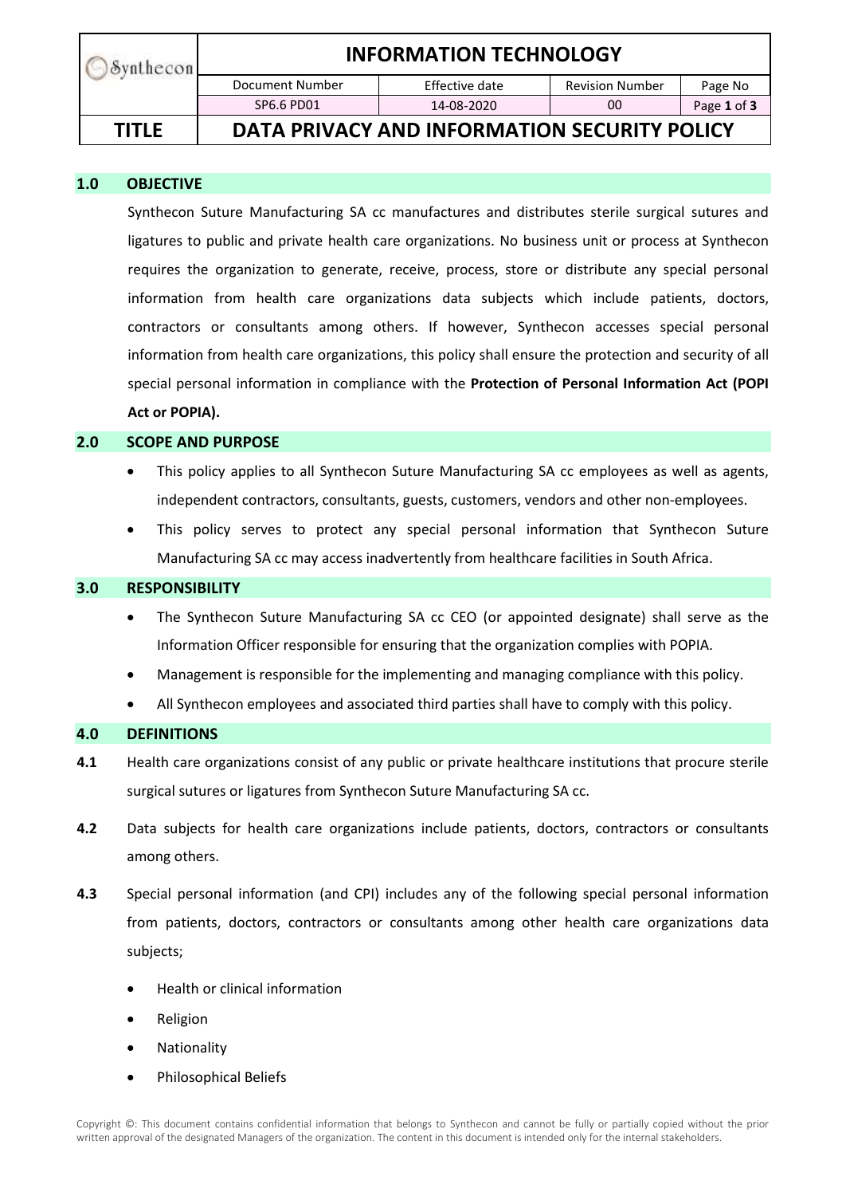| Synthecon | INFORMATION TECHNOLOGY | | | |
|---|---|---|---|---|
| | Document Number | Effective date | Revision Number | Page No |
| | SP6.6 PD01 | 14-08-2020 | 00 | Page **1** of **3** |
| **TITLE** | **DATA PRIVACY AND INFORMATION SECURITY POLICY** | | | |

## 1.0 OBJECTIVE

Synthecon Suture Manufacturing SA cc manufactures and distributes sterile surgical sutures and ligatures to public and private health care organizations. No business unit or process at Synthecon requires the organization to generate, receive, process, store or distribute any special personal information from health care organizations data subjects which include patients, doctors, contractors or consultants among others. If however, Synthecon accesses special personal information from health care organizations, this policy shall ensure the protection and security of all special personal information in compliance with the **Protection of Personal Information Act (POPI Act or POPIA).**

## 2.0 SCOPE AND PURPOSE

- This policy applies to all Synthecon Suture Manufacturing SA cc employees as well as agents, independent contractors, consultants, guests, customers, vendors and other non-employees.
- This policy serves to protect any special personal information that Synthecon Suture Manufacturing SA cc may access inadvertently from healthcare facilities in South Africa.

## 3.0 RESPONSIBILITY

- The Synthecon Suture Manufacturing SA cc CEO (or appointed designate) shall serve as the Information Officer responsible for ensuring that the organization complies with POPIA.
- Management is responsible for the implementing and managing compliance with this policy.
- All Synthecon employees and associated third parties shall have to comply with this policy.

## 4.0 DEFINITIONS

**4.1** Health care organizations consist of any public or private healthcare institutions that procure sterile surgical sutures or ligatures from Synthecon Suture Manufacturing SA cc.

**4.2** Data subjects for health care organizations include patients, doctors, contractors or consultants among others.

**4.3** Special personal information (and CPI) includes any of the following special personal information from patients, doctors, contractors or consultants among other health care organizations data subjects;

- Health or clinical information
- Religion
- Nationality
- Philosophical Beliefs

Copyright ©: This document contains confidential information that belongs to Synthecon and cannot be fully or partially copied without the prior written approval of the designated Managers of the organization. The content in this document is intended only for the internal stakeholders.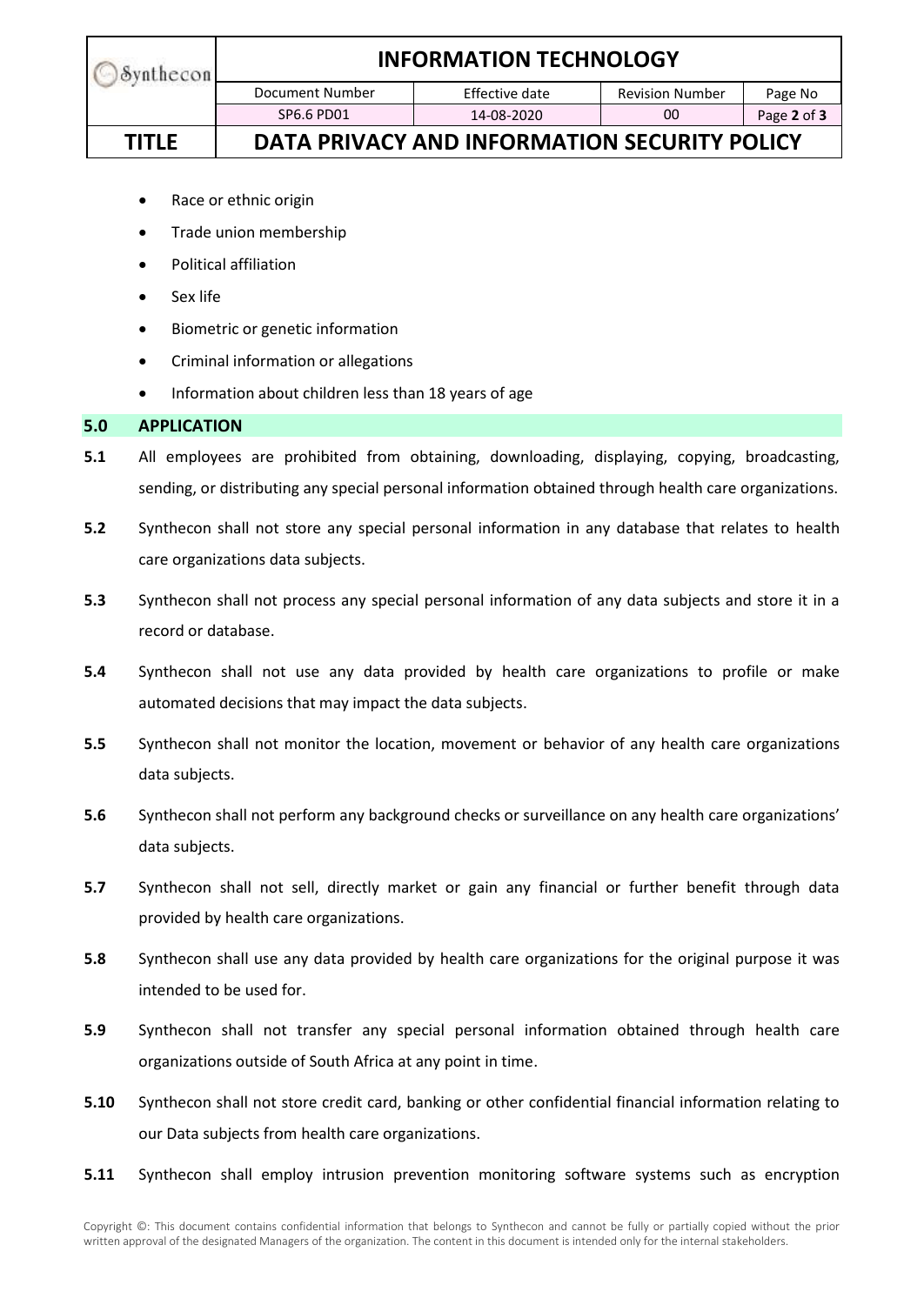- Race or ethnic origin
- Trade union membership
- Political affiliation
- Sex life
- Biometric or genetic information
- Criminal information or allegations
- Information about children less than 18 years of age

## 5.0 APPLICATION

**5.1** All employees are prohibited from obtaining, downloading, displaying, copying, broadcasting, sending, or distributing any special personal information obtained through health care organizations.

**5.2** Synthecon shall not store any special personal information in any database that relates to health care organizations data subjects.

**5.3** Synthecon shall not process any special personal information of any data subjects and store it in a record or database.

**5.4** Synthecon shall not use any data provided by health care organizations to profile or make automated decisions that may impact the data subjects.

**5.5** Synthecon shall not monitor the location, movement or behavior of any health care organizations data subjects.

**5.6** Synthecon shall not perform any background checks or surveillance on any health care organizations' data subjects.

**5.7** Synthecon shall not sell, directly market or gain any financial or further benefit through data provided by health care organizations.

**5.8** Synthecon shall use any data provided by health care organizations for the original purpose it was intended to be used for.

**5.9** Synthecon shall not transfer any special personal information obtained through health care organizations outside of South Africa at any point in time.

**5.10** Synthecon shall not store credit card, banking or other confidential financial information relating to our Data subjects from health care organizations.

**5.11** Synthecon shall employ intrusion prevention monitoring software systems such as encryption

Copyright ©: This document contains confidential information that belongs to Synthecon and cannot be fully or partially copied without the prior written approval of the designated Managers of the organization. The content in this document is intended only for the internal stakeholders.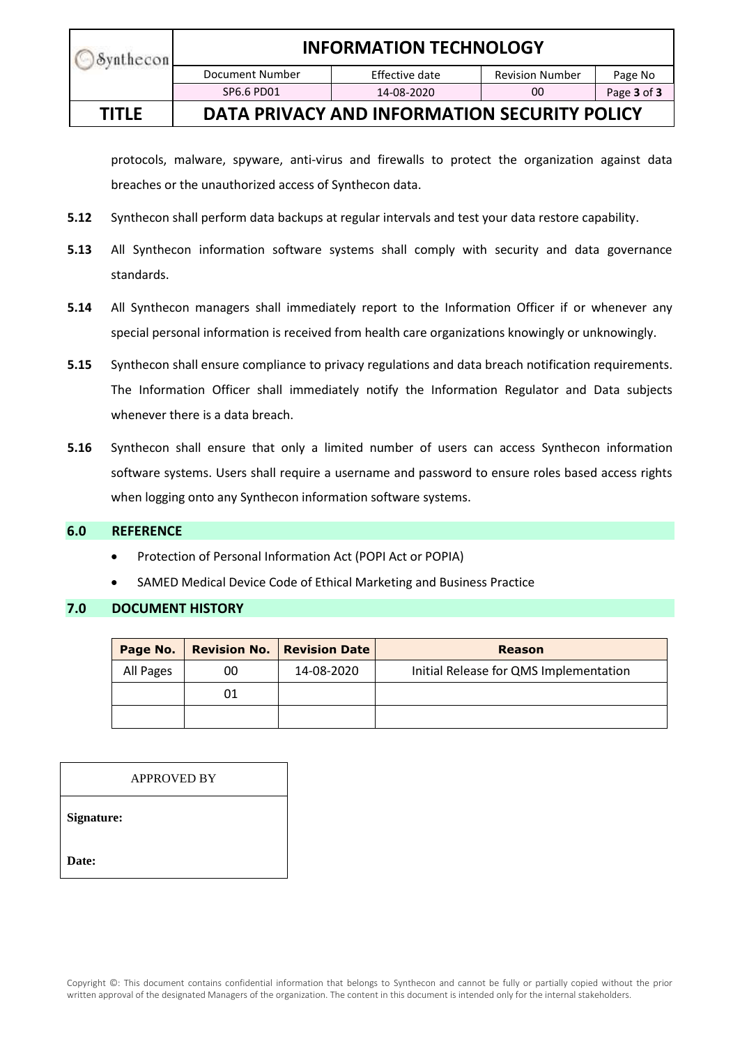protocols, malware, spyware, anti-virus and firewalls to protect the organization against data breaches or the unauthorized access of Synthecon data.

**5.12** Synthecon shall perform data backups at regular intervals and test your data restore capability.

**5.13** All Synthecon information software systems shall comply with security and data governance standards.

**5.14** All Synthecon managers shall immediately report to the Information Officer if or whenever any special personal information is received from health care organizations knowingly or unknowingly.

**5.15** Synthecon shall ensure compliance to privacy regulations and data breach notification requirements. The Information Officer shall immediately notify the Information Regulator and Data subjects whenever there is a data breach.

**5.16** Synthecon shall ensure that only a limited number of users can access Synthecon information software systems. Users shall require a username and password to ensure roles based access rights when logging onto any Synthecon information software systems.

## 6.0 REFERENCE

- Protection of Personal Information Act (POPI Act or POPIA)
- SAMED Medical Device Code of Ethical Marketing and Business Practice

## 7.0 DOCUMENT HISTORY

| Page No. | Revision No. | Revision Date | Reason |
|---|---|---|---|
| All Pages | 00 | 14-08-2020 | Initial Release for QMS Implementation |
| | 01 | | |
| | | | |

| APPROVED BY |
|---|
| **Signature:** |
| **Date:** |

Copyright ©: This document contains confidential information that belongs to Synthecon and cannot be fully or partially copied without the prior written approval of the designated Managers of the organization. The content in this document is intended only for the internal stakeholders.